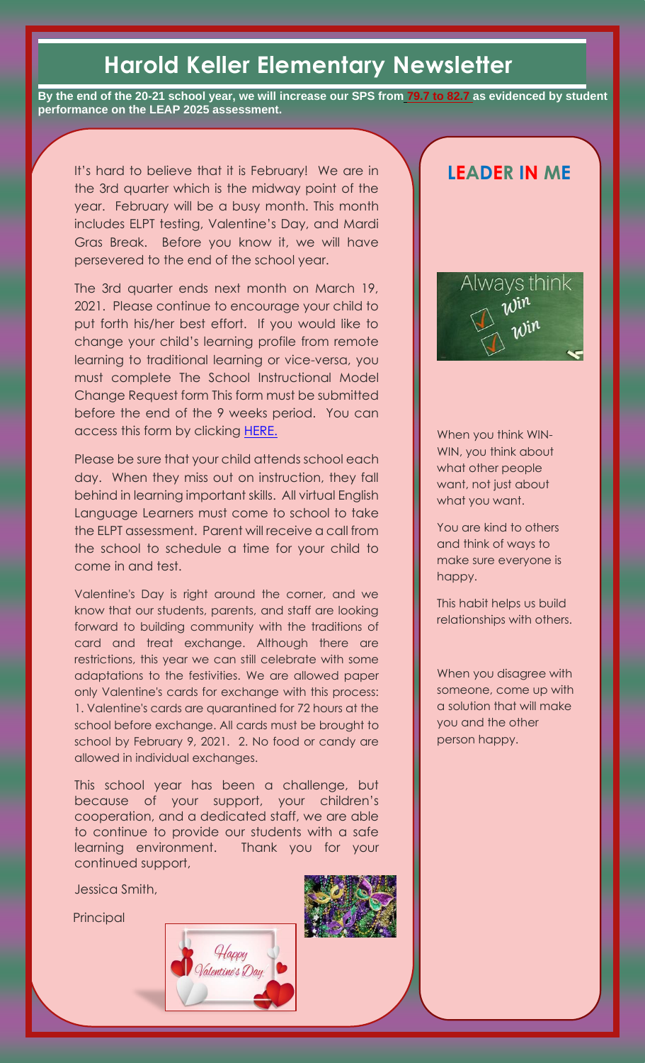# Harold Keller Elementary Newsletter

**By the end of the 20-21 school year, we will increase our SPS from 79.7 to 82.7 as evidenced by student performance on the LEAP 2025 assessment.**

It's hard to believe that it is February! We are in the 3rd quarter which is the midway point of the year. February will be a busy month. This month includes ELPT testing, Valentine's Day, and Mardi Gras Break. Before you know it, we will have persevered to the end of the school year.

The 3rd quarter ends next month on March 19, 2021. Please continue to encourage your child to put forth his/her best effort. If you would like to change your child's learning profile from remote learning to traditional learning or vice-versa, you must complete The School Instructional Model Change Request form This form must be submitted before the end of the 9 weeks period. You can access this form by clicking HERE.

Please be sure that your child attends school each day. When they miss out on instruction, they fall behind in learning important skills. All virtual English Language Learners must come to school to take the ELPT assessment. Parent will receive a call from the school to schedule a time for your child to come in and test.

Valentine's Day is right around the corner, and we know that our students, parents, and staff are looking forward to building community with the traditions of card and treat exchange. Although there are restrictions, this year we can still celebrate with some adaptations to the festivities. We are allowed paper only Valentine's cards for exchange with this process: 1. Valentine's cards are quarantined for 72 hours at the school before exchange. All cards must be brought to school by February 9, 2021. 2. No food or candy are allowed in individual exchanges.

This school year has been a challenge, but because of your support, your children's cooperation, and a dedicated staff, we are able to continue to provide our students with a safe learning environment. Thank you for your continued support,

Jessica Smith,

Principal

## LEADER IN ME

Always think Win Win

When you think WIN-WIN, you think about what other people want, not just about what you want.

You are kind to others and think of ways to make sure everyone is happy.

This habit helps us build relationships with others.

When you disagree with someone, come up with a solution that will make you and the other person happy.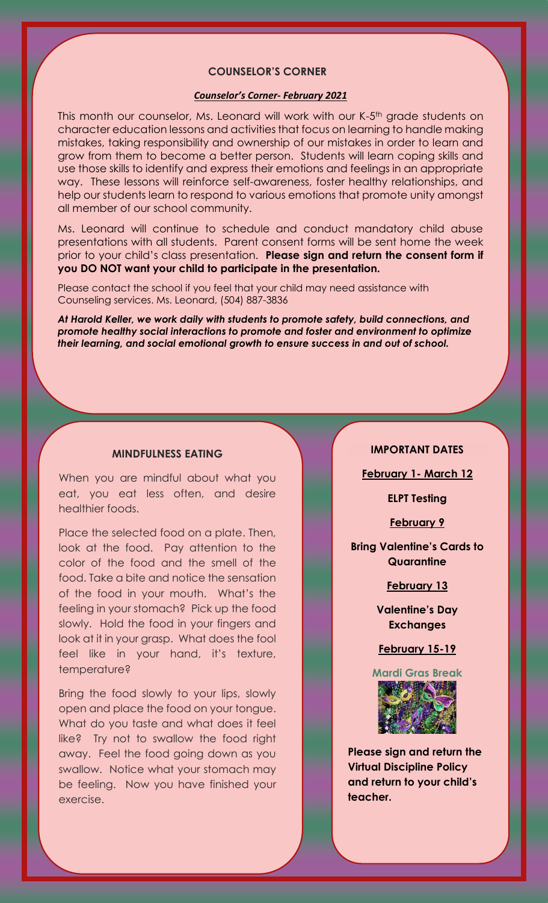## COUNSELOR'S CORNER

***Counselor's Corner- February 2021***

This month our counselor, Ms. Leonard will work with our K-5th grade students on character education lessons and activities that focus on learning to handle making mistakes, taking responsibility and ownership of our mistakes in order to learn and grow from them to become a better person. Students will learn coping skills and use those skills to identify and express their emotions and feelings in an appropriate way. These lessons will reinforce self-awareness, foster healthy relationships, and help our students learn to respond to various emotions that promote unity amongst all member of our school community.

Ms. Leonard will continue to schedule and conduct mandatory child abuse presentations with all students. Parent consent forms will be sent home the week prior to your child's class presentation. **Please sign and return the consent form if you DO NOT want your child to participate in the presentation.**

Please contact the school if you feel that your child may need assistance with Counseling services. Ms. Leonard, (504) 887-3836

***At Harold Keller, we work daily with students to promote safety, build connections, and promote healthy social interactions to promote and foster and environment to optimize their learning, and social emotional growth to ensure success in and out of school.***

## MINDFULNESS EATING

When you are mindful about what you eat, you eat less often, and desire healthier foods.

Place the selected food on a plate. Then, look at the food. Pay attention to the color of the food and the smell of the food. Take a bite and notice the sensation of the food in your mouth. What's the feeling in your stomach? Pick up the food slowly. Hold the food in your fingers and look at it in your grasp. What does the fool feel like in your hand, it's texture, temperature?

Bring the food slowly to your lips, slowly open and place the food on your tongue. What do you taste and what does it feel like? Try not to swallow the food right away. Feel the food going down as you swallow. Notice what your stomach may be feeling. Now you have finished your exercise.

## IMPORTANT DATES

**February 1- March 12**

**ELPT Testing**

**February 9**

**Bring Valentine's Cards to Quarantine**

**February 13**

**Valentine's Day Exchanges**

**February 15-19**

**Mardi Gras Break**

**Please sign and return the Virtual Discipline Policy and return to your child's teacher.**